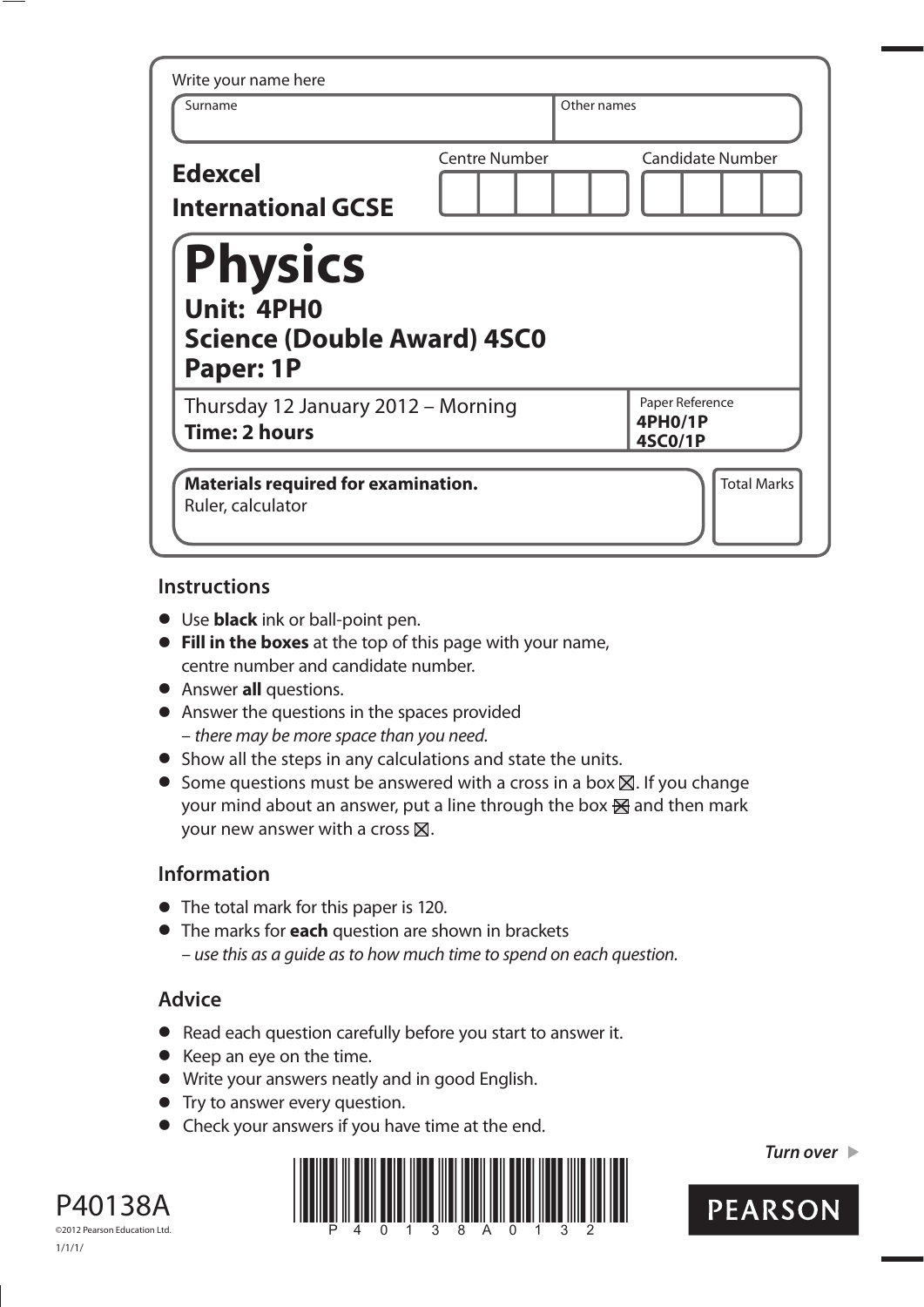Write your name here

| Surname | Other names |
|---|---|
| | |

**Edexcel International GCSE**

| Centre Number | Candidate Number |
|---|---|
| | |

# Physics

## Unit: 4PH0
## Science (Double Award) 4SC0
## Paper: 1P

Thursday 12 January 2012 – Morning
**Time: 2 hours**

Paper Reference
**4PH0/1P**
**4SC0/1P**

**Materials required for examination.**
Ruler, calculator

Total Marks

## Instructions

- Use **black** ink or ball-point pen.
- **Fill in the boxes** at the top of this page with your name, centre number and candidate number.
- Answer **all** questions.
- Answer the questions in the spaces provided – *there may be more space than you need.*
- Show all the steps in any calculations and state the units.
- Some questions must be answered with a cross in a box ☒. If you change your mind about an answer, put a line through the box ☒ and then mark your new answer with a cross ☒.

## Information

- The total mark for this paper is 120.
- The marks for **each** question are shown in brackets – *use this as a guide as to how much time to spend on each question.*

## Advice

- Read each question carefully before you start to answer it.
- Keep an eye on the time.
- Write your answers neatly and in good English.
- Try to answer every question.
- Check your answers if you have time at the end.

*Turn over* ▶

P40138A

©2012 Pearson Education Ltd.

1/1/1/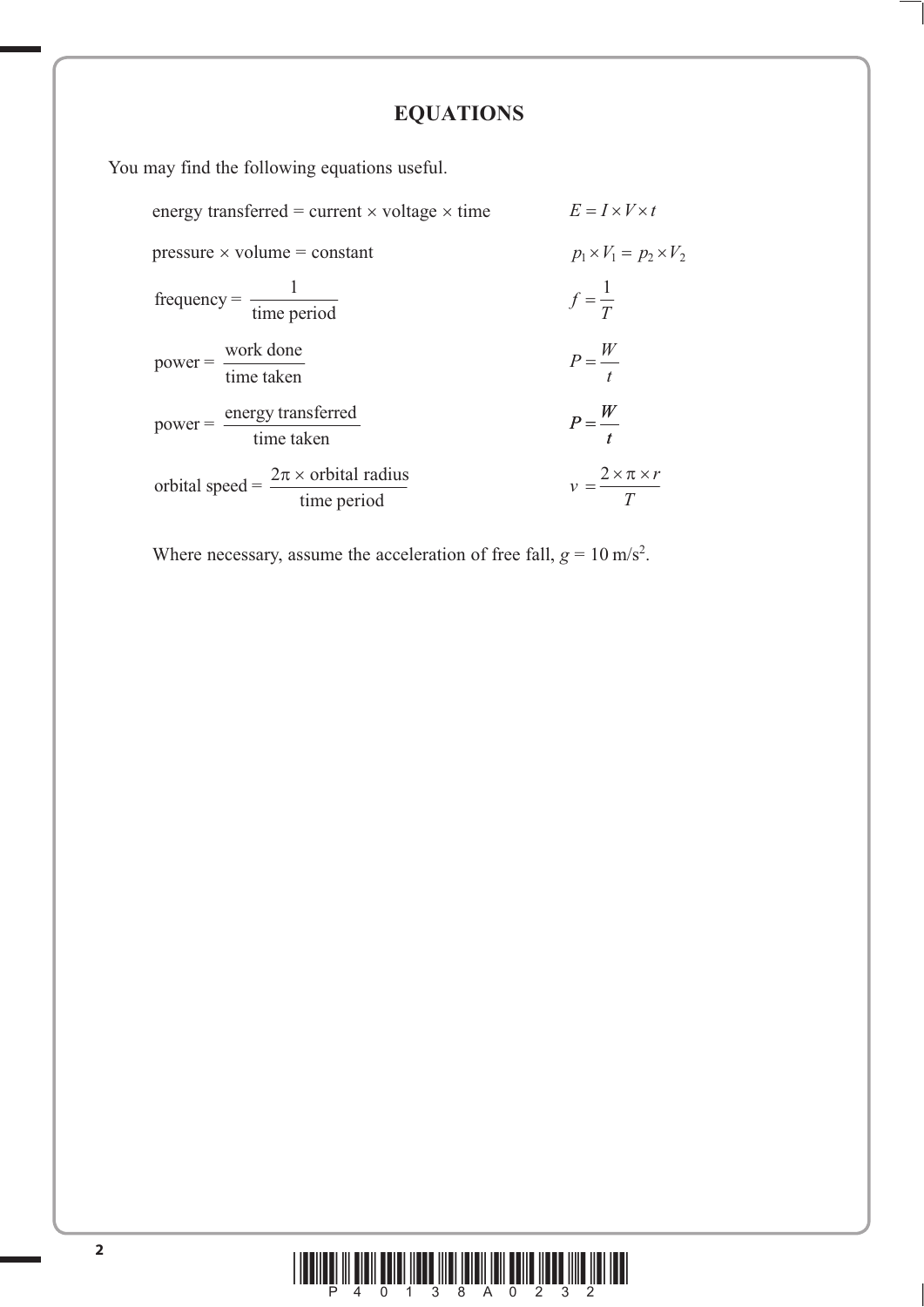# EQUATIONS

You may find the following equations useful.

| | |
|---|---|
| energy transferred = current × voltage × time | $E = I \times V \times t$ |
| pressure × volume = constant | $p_1 \times V_1 = p_2 \times V_2$ |
| frequency = $\dfrac{1}{\text{time period}}$ | $f = \dfrac{1}{T}$ |
| power = $\dfrac{\text{work done}}{\text{time taken}}$ | $P = \dfrac{W}{t}$ |
| power = $\dfrac{\text{energy transferred}}{\text{time taken}}$ | $P = \dfrac{W}{t}$ |
| orbital speed = $\dfrac{2\pi \times \text{orbital radius}}{\text{time period}}$ | $v = \dfrac{2 \times \pi \times r}{T}$ |

Where necessary, assume the acceleration of free fall, $g = 10\ \text{m/s}^2$.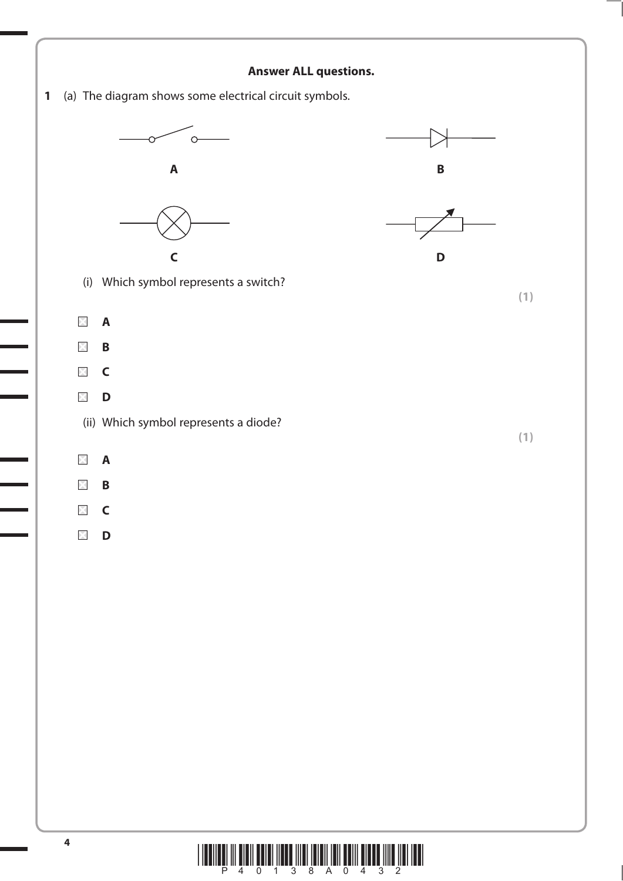**Answer ALL questions.**

**1** (a) The diagram shows some electrical circuit symbols.

**A** **B**

**C** **D**

(i) Which symbol represents a switch?

**(1)**

☐ **A**

☐ **B**

☐ **C**

☐ **D**

(ii) Which symbol represents a diode?

**(1)**

☐ **A**

☐ **B**

☐ **C**

☐ **D**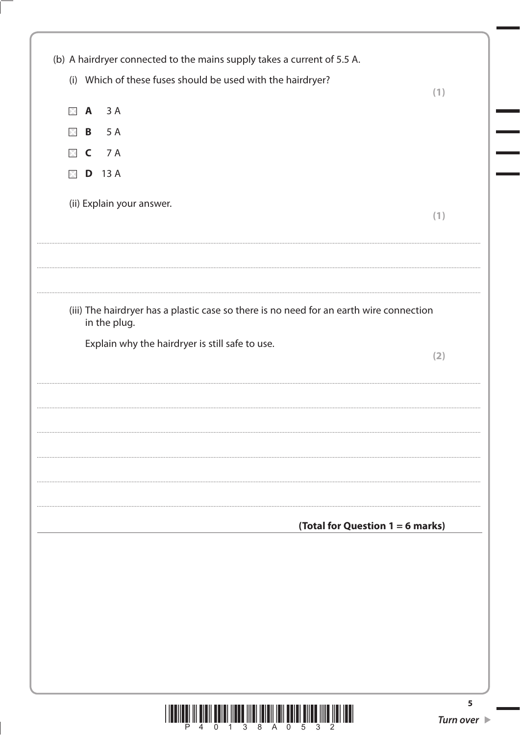(b) A hairdryer connected to the mains supply takes a current of 5.5 A.

(i) Which of these fuses should be used with the hairdryer? **(1)**

- ☒ **A** 3 A
- ☒ **B** 5 A
- ☒ **C** 7 A
- ☒ **D** 13 A

(ii) Explain your answer. **(1)**

........................................................................................................................................................................................................

........................................................................................................................................................................................................

(iii) The hairdryer has a plastic case so there is no need for an earth wire connection in the plug.

Explain why the hairdryer is still safe to use. **(2)**

........................................................................................................................................................................................................

........................................................................................................................................................................................................

........................................................................................................................................................................................................

........................................................................................................................................................................................................

........................................................................................................................................................................................................

**(Total for Question 1 = 6 marks)**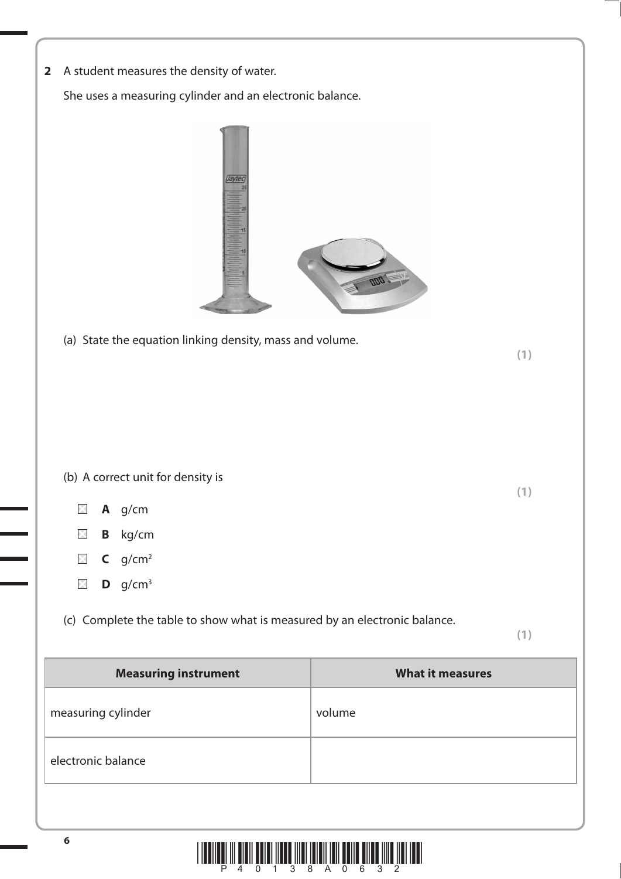**2** A student measures the density of water.

She uses a measuring cylinder and an electronic balance.

(a) State the equation linking density, mass and volume.

**(1)**

(b) A correct unit for density is

**(1)**

- ☐ **A** g/cm
- ☐ **B** kg/cm
- ☐ **C** g/cm$^2$
- ☐ **D** g/cm$^3$

(c) Complete the table to show what is measured by an electronic balance.

**(1)**

| Measuring instrument | What it measures |
|---|---|
| measuring cylinder | volume |
| electronic balance | |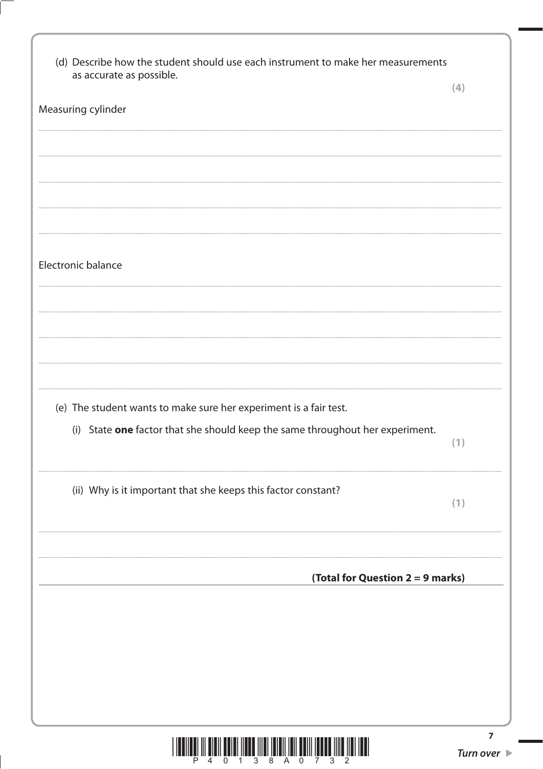(d) Describe how the student should use each instrument to make her measurements as accurate as possible.

**(4)**

Measuring cylinder

.......................................................................................................................................................................................................................................

.......................................................................................................................................................................................................................................

.......................................................................................................................................................................................................................................

.......................................................................................................................................................................................................................................

.......................................................................................................................................................................................................................................

Electronic balance

.......................................................................................................................................................................................................................................

.......................................................................................................................................................................................................................................

.......................................................................................................................................................................................................................................

.......................................................................................................................................................................................................................................

.......................................................................................................................................................................................................................................

(e) The student wants to make sure her experiment is a fair test.

(i) State **one** factor that she should keep the same throughout her experiment.

**(1)**

.......................................................................................................................................................................................................................................

(ii) Why is it important that she keeps this factor constant?

**(1)**

.......................................................................................................................................................................................................................................

.......................................................................................................................................................................................................................................

**(Total for Question 2 = 9 marks)**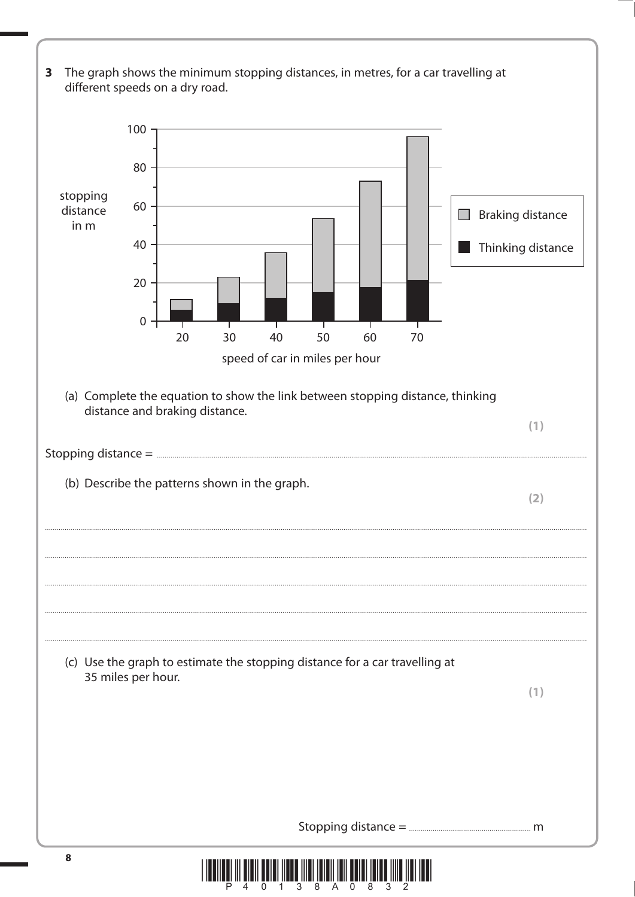**3** The graph shows the minimum stopping distances, in metres, for a car travelling at different speeds on a dry road.

(a) Complete the equation to show the link between stopping distance, thinking distance and braking distance.

**(1)**

Stopping distance = ..............................................................................................................................

(b) Describe the patterns shown in the graph.

**(2)**

....................................................................................................................................................................

....................................................................................................................................................................

....................................................................................................................................................................

....................................................................................................................................................................

....................................................................................................................................................................

(c) Use the graph to estimate the stopping distance for a car travelling at 35 miles per hour.

**(1)**

Stopping distance = .............................................. m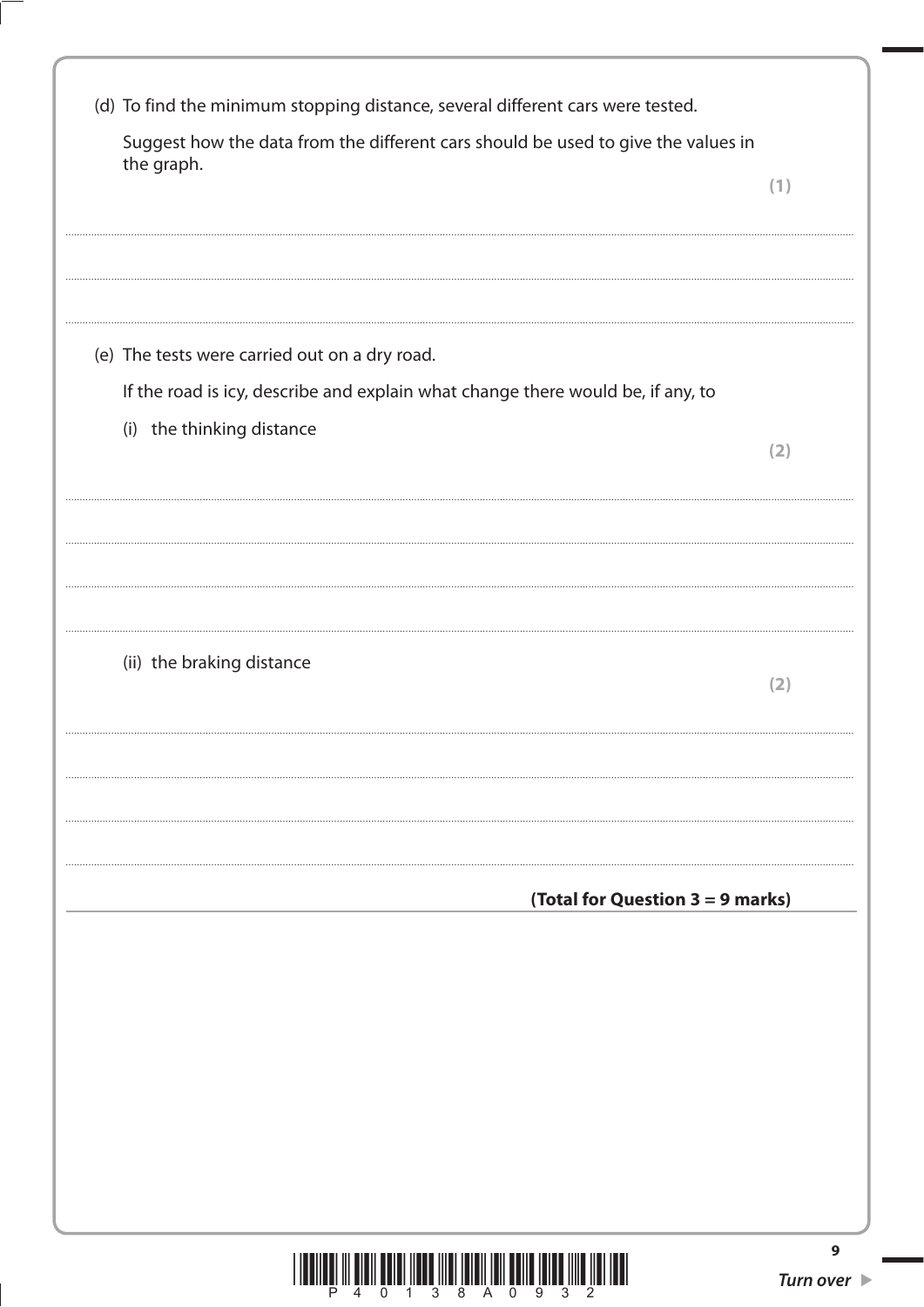(d) To find the minimum stopping distance, several different cars were tested.

Suggest how the data from the different cars should be used to give the values in the graph.

**(1)**

....................................................................................................................................................................................

....................................................................................................................................................................................

(e) The tests were carried out on a dry road.

If the road is icy, describe and explain what change there would be, if any, to

(i) the thinking distance

**(2)**

....................................................................................................................................................................................

....................................................................................................................................................................................

....................................................................................................................................................................................

....................................................................................................................................................................................

(ii) the braking distance

**(2)**

....................................................................................................................................................................................

....................................................................................................................................................................................

....................................................................................................................................................................................

....................................................................................................................................................................................

**(Total for Question 3 = 9 marks)**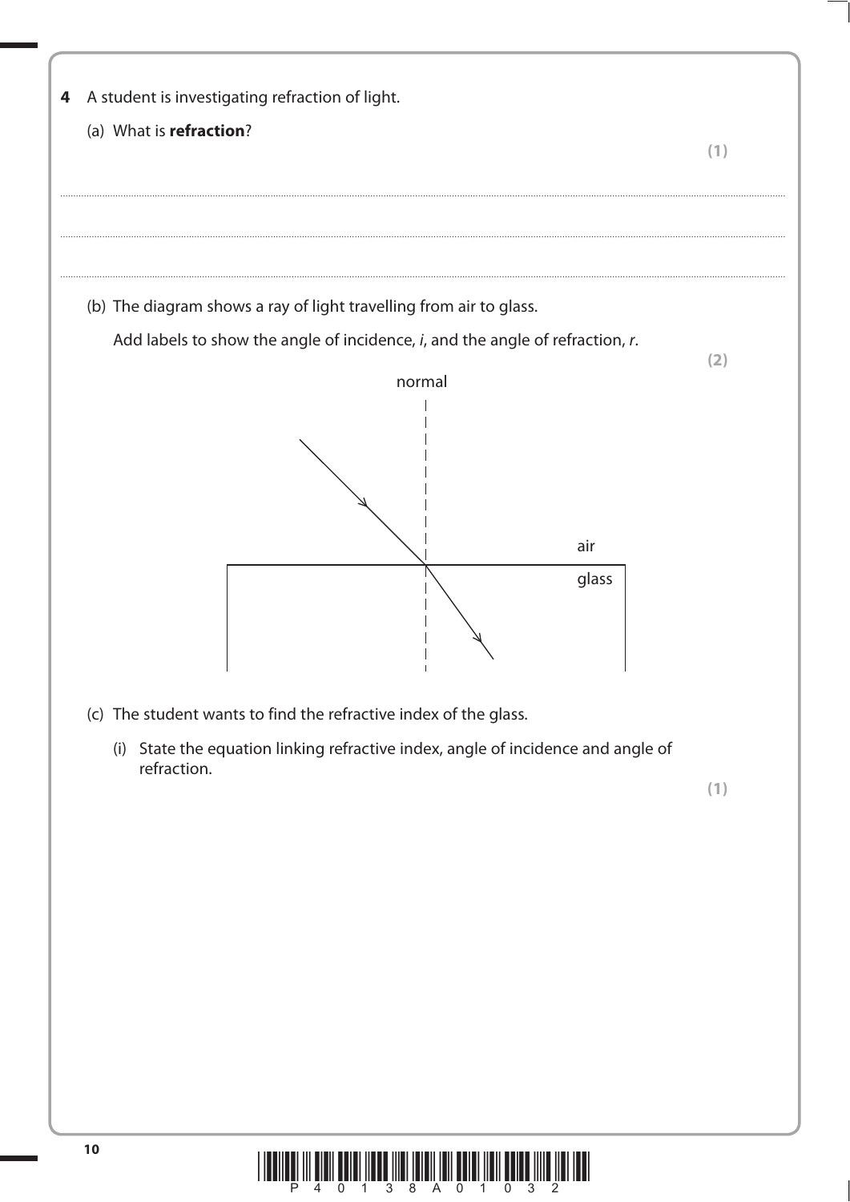**4** A student is investigating refraction of light.

(a) What is **refraction**?

**(1)**

..............................................................................................................................................

..............................................................................................................................................

..............................................................................................................................................

(b) The diagram shows a ray of light travelling from air to glass.

Add labels to show the angle of incidence, *i*, and the angle of refraction, *r*.

**(2)**

normal

air

glass

(c) The student wants to find the refractive index of the glass.

(i) State the equation linking refractive index, angle of incidence and angle of refraction.

**(1)**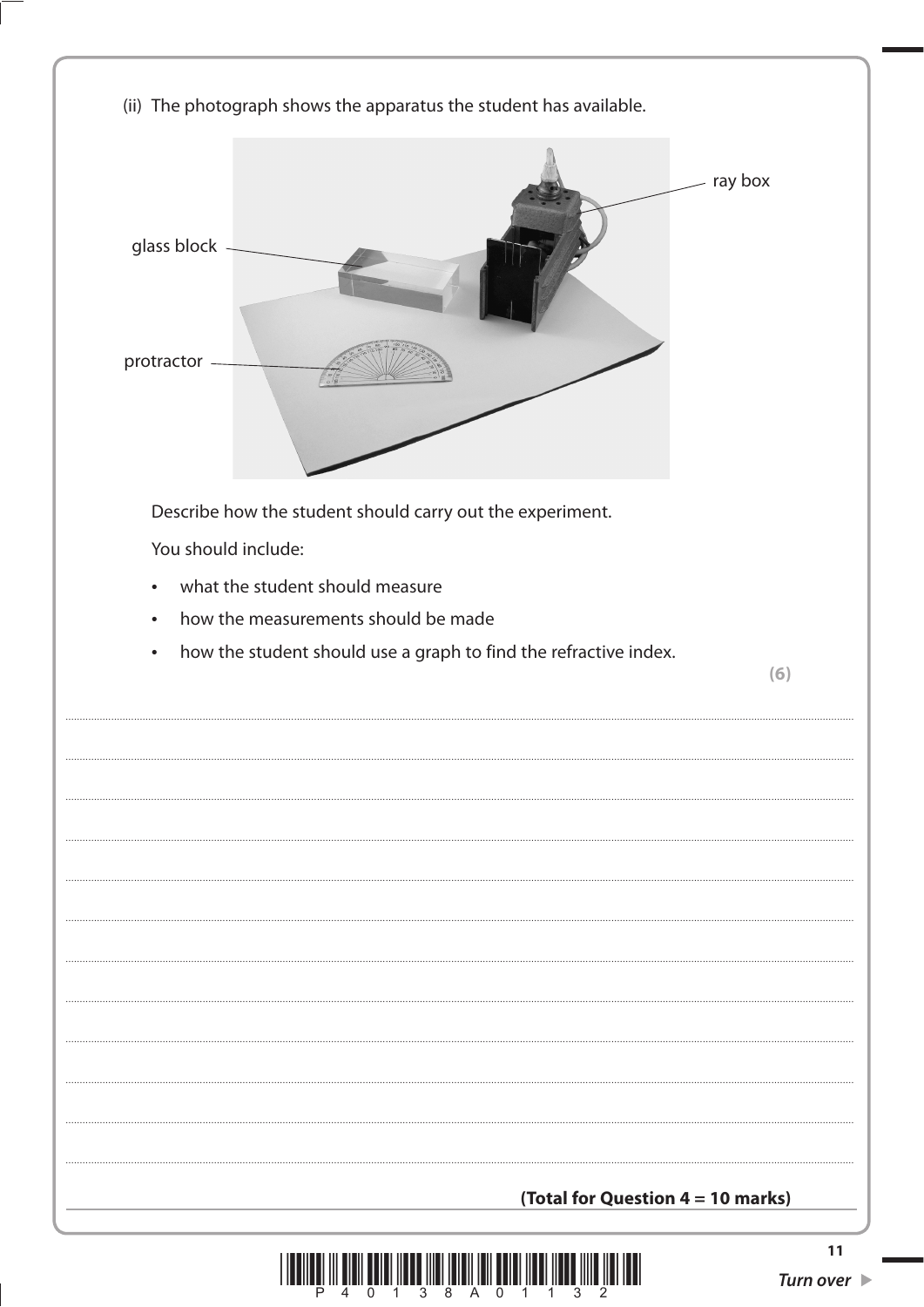(ii) The photograph shows the apparatus the student has available.

ray box

glass block

protractor

Describe how the student should carry out the experiment.

You should include:

- what the student should measure
- how the measurements should be made
- how the student should use a graph to find the refractive index.

**(6)**

..............................................................................................................................................

..............................................................................................................................................

..............................................................................................................................................

..............................................................................................................................................

..............................................................................................................................................

..............................................................................................................................................

..............................................................................................................................................

..............................................................................................................................................

..............................................................................................................................................

..............................................................................................................................................

..............................................................................................................................................

..............................................................................................................................................

**(Total for Question 4 = 10 marks)**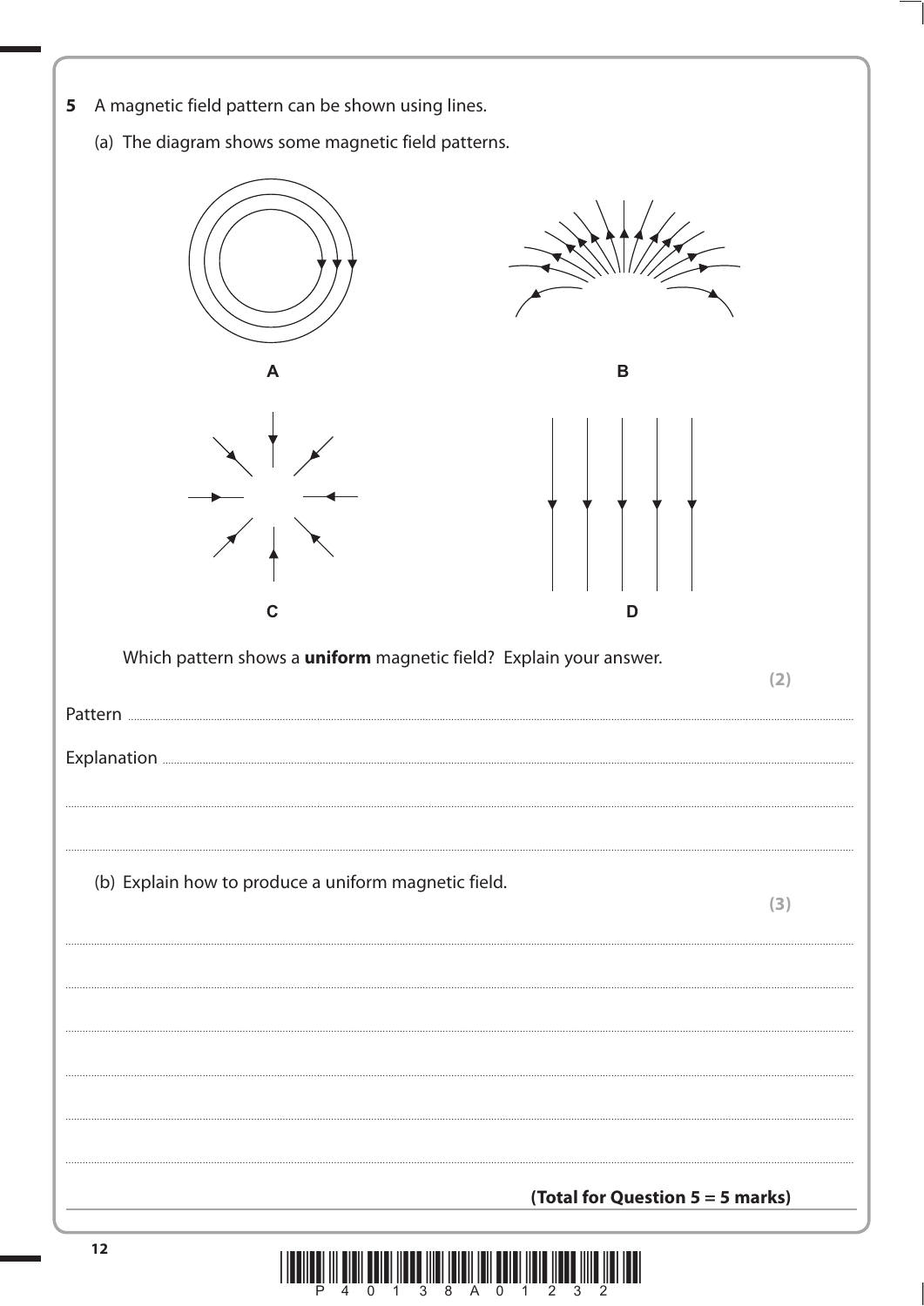**5** A magnetic field pattern can be shown using lines.

(a) The diagram shows some magnetic field patterns.

A

B

C

D

Which pattern shows a **uniform** magnetic field? Explain your answer.

**(2)**

Pattern ..............................................................................................................................................

Explanation ..............................................................................................................................................

..............................................................................................................................................

..............................................................................................................................................

(b) Explain how to produce a uniform magnetic field.

**(3)**

..............................................................................................................................................

..............................................................................................................................................

..............................................................................................................................................

..............................................................................................................................................

..............................................................................................................................................

..............................................................................................................................................

**(Total for Question 5 = 5 marks)**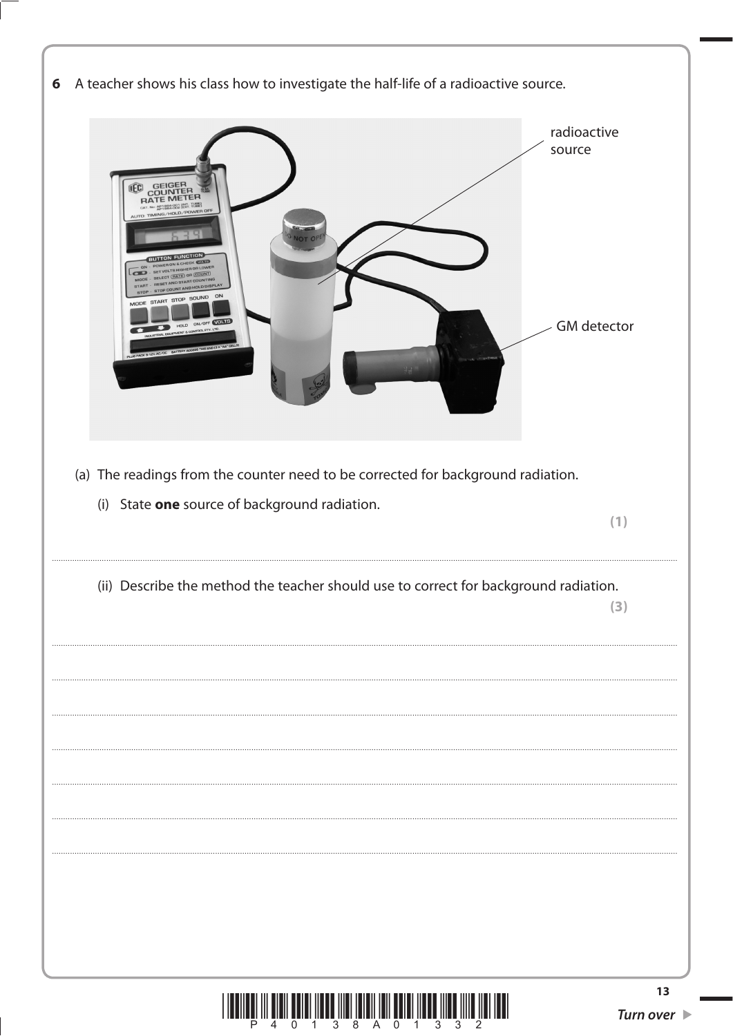**6** A teacher shows his class how to investigate the half-life of a radioactive source.

(a) The readings from the counter need to be corrected for background radiation.

(i) State **one** source of background radiation. **(1)**

..........................................................................................................................................................................................................

(ii) Describe the method the teacher should use to correct for background radiation. **(3)**

..........................................................................................................................................................................................................

..........................................................................................................................................................................................................

..........................................................................................................................................................................................................

..........................................................................................................................................................................................................

..........................................................................................................................................................................................................

..........................................................................................................................................................................................................

..........................................................................................................................................................................................................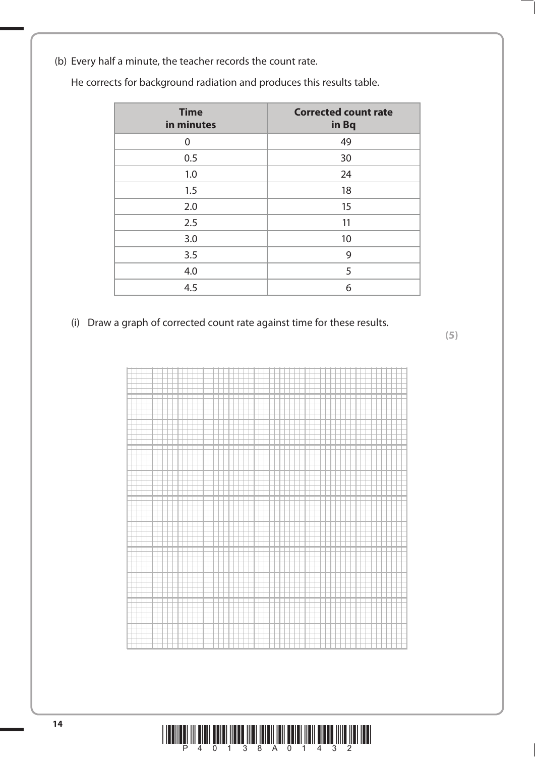(b) Every half a minute, the teacher records the count rate.

He corrects for background radiation and produces this results table.

| Time in minutes | Corrected count rate in Bq |
|---|---|
| 0 | 49 |
| 0.5 | 30 |
| 1.0 | 24 |
| 1.5 | 18 |
| 2.0 | 15 |
| 2.5 | 11 |
| 3.0 | 10 |
| 3.5 | 9 |
| 4.0 | 5 |
| 4.5 | 6 |

(i) Draw a graph of corrected count rate against time for these results.

**(5)**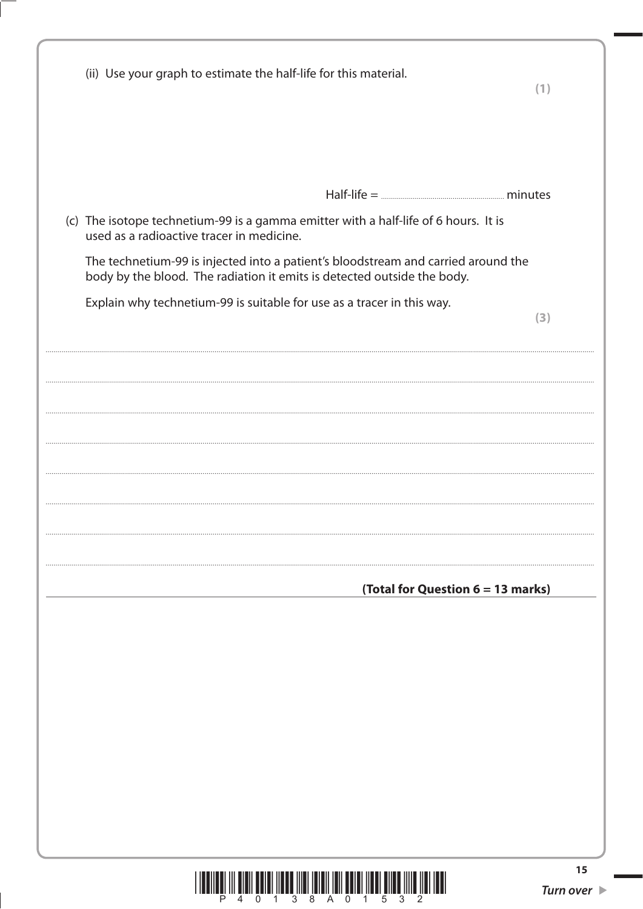(ii) Use your graph to estimate the half-life for this material.

**(1)**

Half-life = .............................................. minutes

(c) The isotope technetium-99 is a gamma emitter with a half-life of 6 hours. It is used as a radioactive tracer in medicine.

The technetium-99 is injected into a patient's bloodstream and carried around the body by the blood. The radiation it emits is detected outside the body.

Explain why technetium-99 is suitable for use as a tracer in this way.

**(3)**

..............................................................................................................................................

..............................................................................................................................................

..............................................................................................................................................

..............................................................................................................................................

..............................................................................................................................................

..............................................................................................................................................

..............................................................................................................................................

..............................................................................................................................................

**(Total for Question 6 = 13 marks)**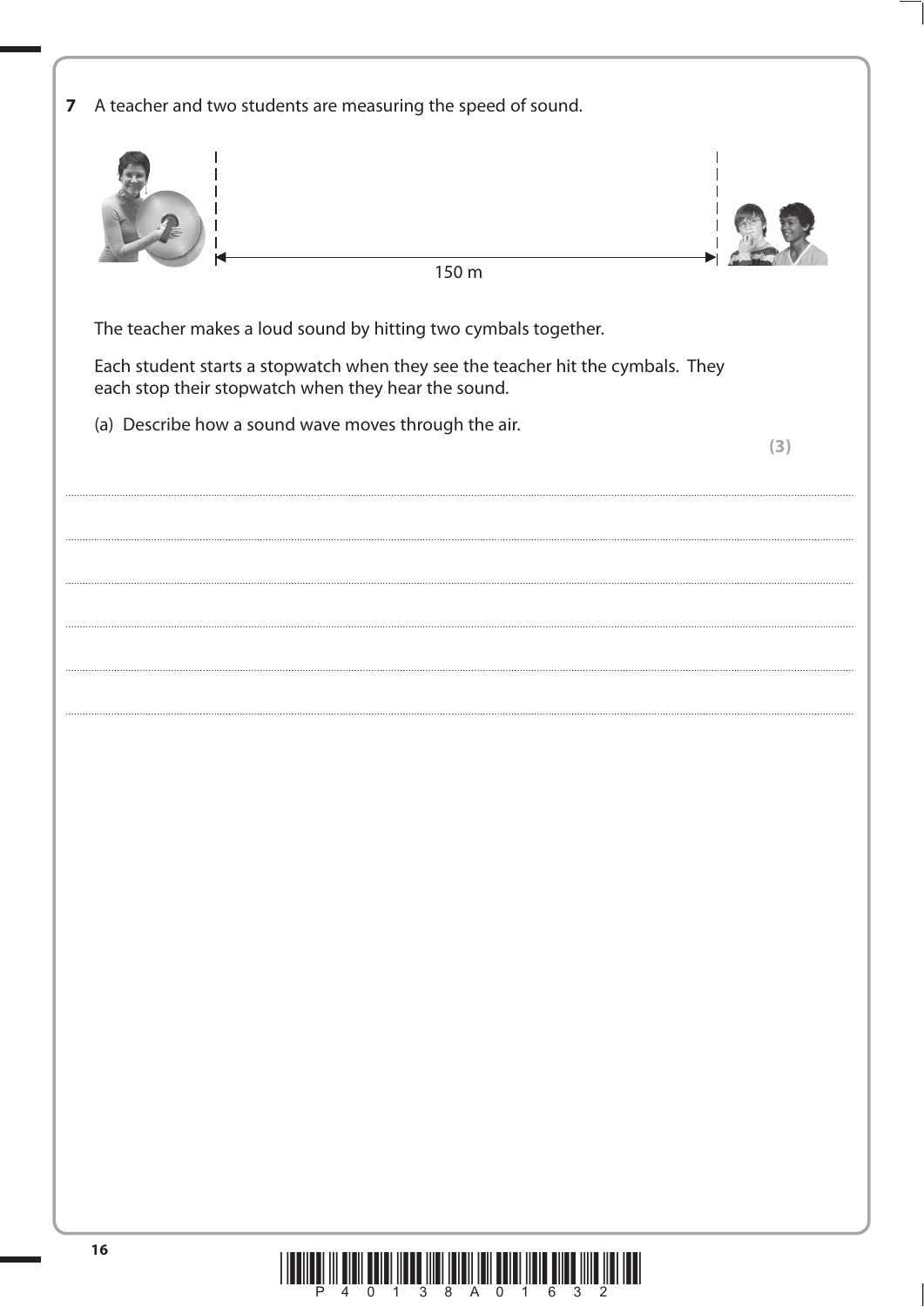**7** A teacher and two students are measuring the speed of sound.

150 m

The teacher makes a loud sound by hitting two cymbals together.

Each student starts a stopwatch when they see the teacher hit the cymbals. They each stop their stopwatch when they hear the sound.

(a) Describe how a sound wave moves through the air.

**(3)**

.......................................................................................................................................................................................................................................................................................

.......................................................................................................................................................................................................................................................................................

.......................................................................................................................................................................................................................................................................................

.......................................................................................................................................................................................................................................................................................

.......................................................................................................................................................................................................................................................................................

.......................................................................................................................................................................................................................................................................................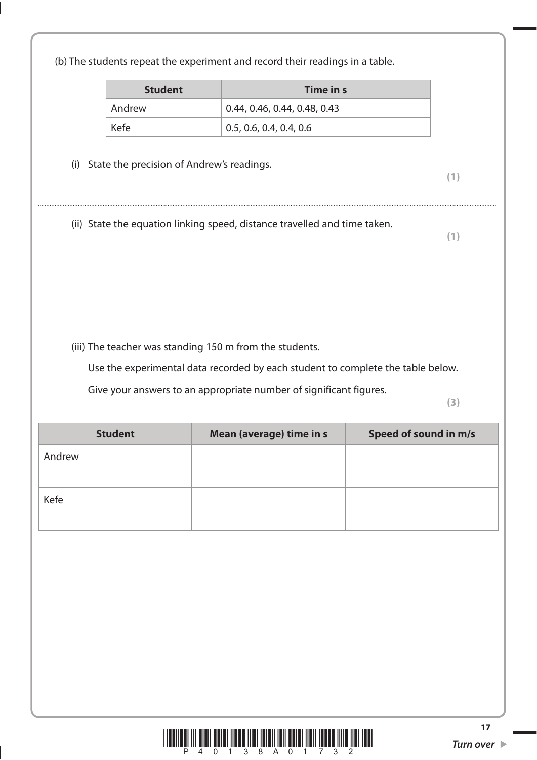(b) The students repeat the experiment and record their readings in a table.

| Student | Time in s |
|---|---|
| Andrew | 0.44, 0.46, 0.44, 0.48, 0.43 |
| Kefe | 0.5, 0.6, 0.4, 0.4, 0.6 |

(i) State the precision of Andrew's readings.

**(1)**

..............................................................................................................................................

(ii) State the equation linking speed, distance travelled and time taken.

**(1)**

(iii) The teacher was standing 150 m from the students.

Use the experimental data recorded by each student to complete the table below.

Give your answers to an appropriate number of significant figures.

**(3)**

| Student | Mean (average) time in s | Speed of sound in m/s |
|---|---|---|
| Andrew | | |
| Kefe | | |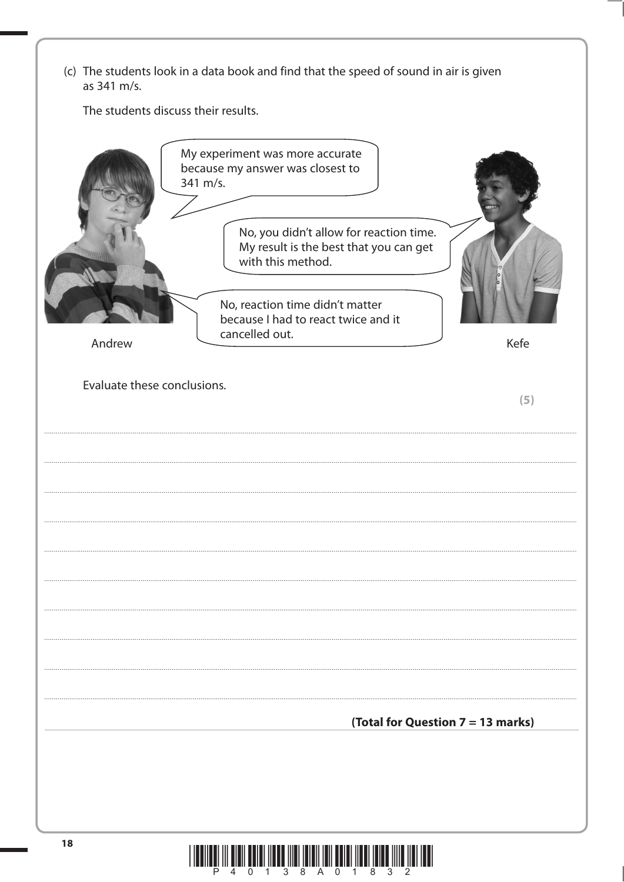(c) The students look in a data book and find that the speed of sound in air is given as 341 m/s.

The students discuss their results.

**Andrew:** My experiment was more accurate because my answer was closest to 341 m/s.

**Kefe:** No, you didn't allow for reaction time. My result is the best that you can get with this method.

**Andrew:** No, reaction time didn't matter because I had to react twice and it cancelled out.

Andrew | Kefe

Evaluate these conclusions.

**(5)**

..........................................................................................................................................

..........................................................................................................................................

..........................................................................................................................................

..........................................................................................................................................

..........................................................................................................................................

..........................................................................................................................................

..........................................................................................................................................

..........................................................................................................................................

..........................................................................................................................................

**(Total for Question 7 = 13 marks)**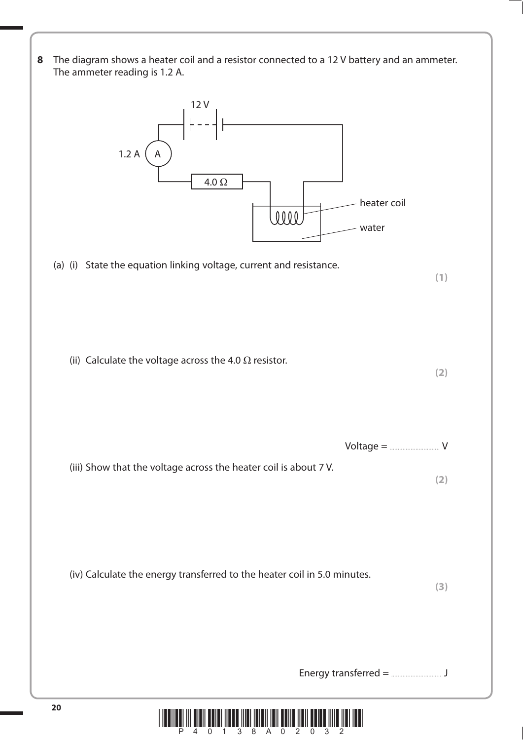**8** The diagram shows a heater coil and a resistor connected to a 12 V battery and an ammeter. The ammeter reading is 1.2 A.

(a) (i) State the equation linking voltage, current and resistance.

**(1)**

(ii) Calculate the voltage across the 4.0 Ω resistor.

**(2)**

Voltage = .............................. V

(iii) Show that the voltage across the heater coil is about 7 V.

**(2)**

(iv) Calculate the energy transferred to the heater coil in 5.0 minutes.

**(3)**

Energy transferred = .............................. J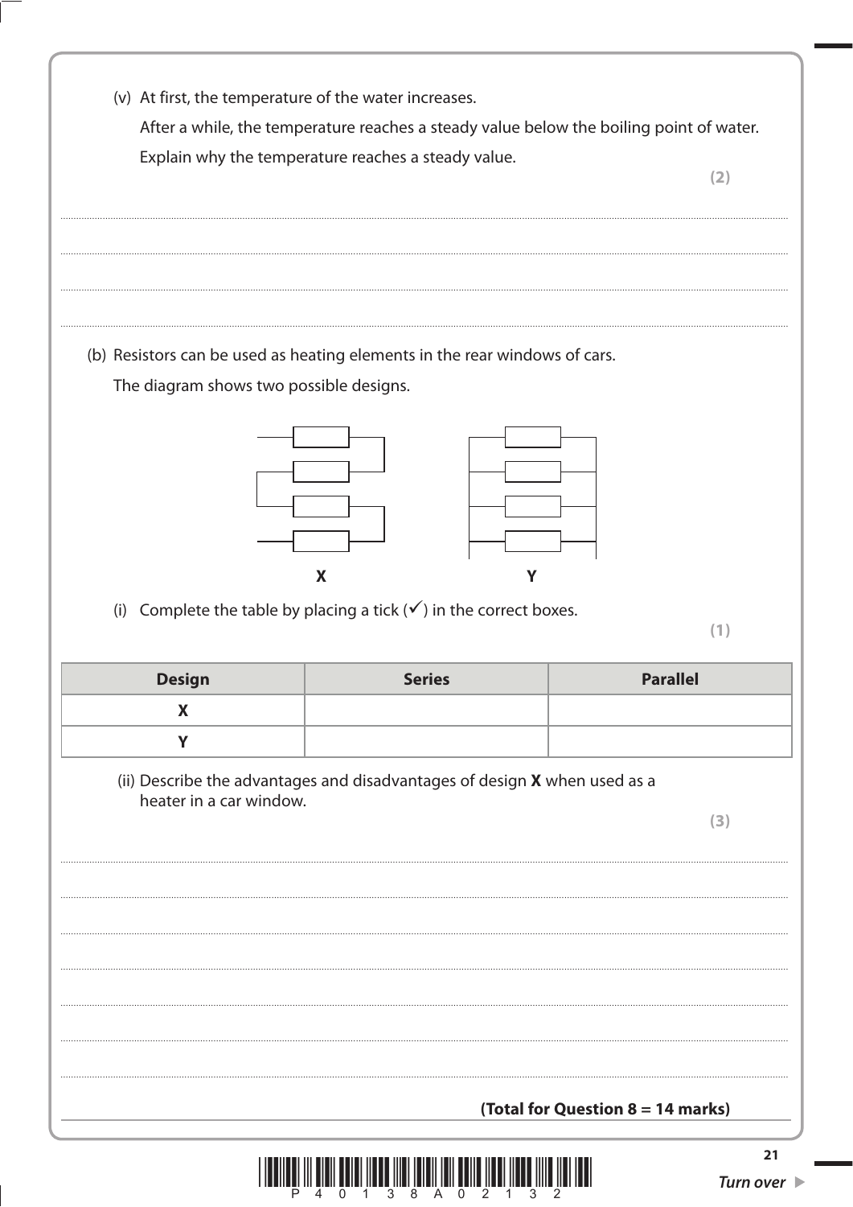(v) At first, the temperature of the water increases.

After a while, the temperature reaches a steady value below the boiling point of water.

Explain why the temperature reaches a steady value.

**(2)**

.......................................................................................................................................................................................

.......................................................................................................................................................................................

.......................................................................................................................................................................................

.......................................................................................................................................................................................

(b) Resistors can be used as heating elements in the rear windows of cars.

The diagram shows two possible designs.

**X** **Y**

(i) Complete the table by placing a tick (✓) in the correct boxes.

**(1)**

| Design | Series | Parallel |
|---|---|---|
| **X** | | |
| **Y** | | |

(ii) Describe the advantages and disadvantages of design **X** when used as a heater in a car window.

**(3)**

.......................................................................................................................................................................................

.......................................................................................................................................................................................

.......................................................................................................................................................................................

.......................................................................................................................................................................................

.......................................................................................................................................................................................

.......................................................................................................................................................................................

.......................................................................................................................................................................................

**(Total for Question 8 = 14 marks)**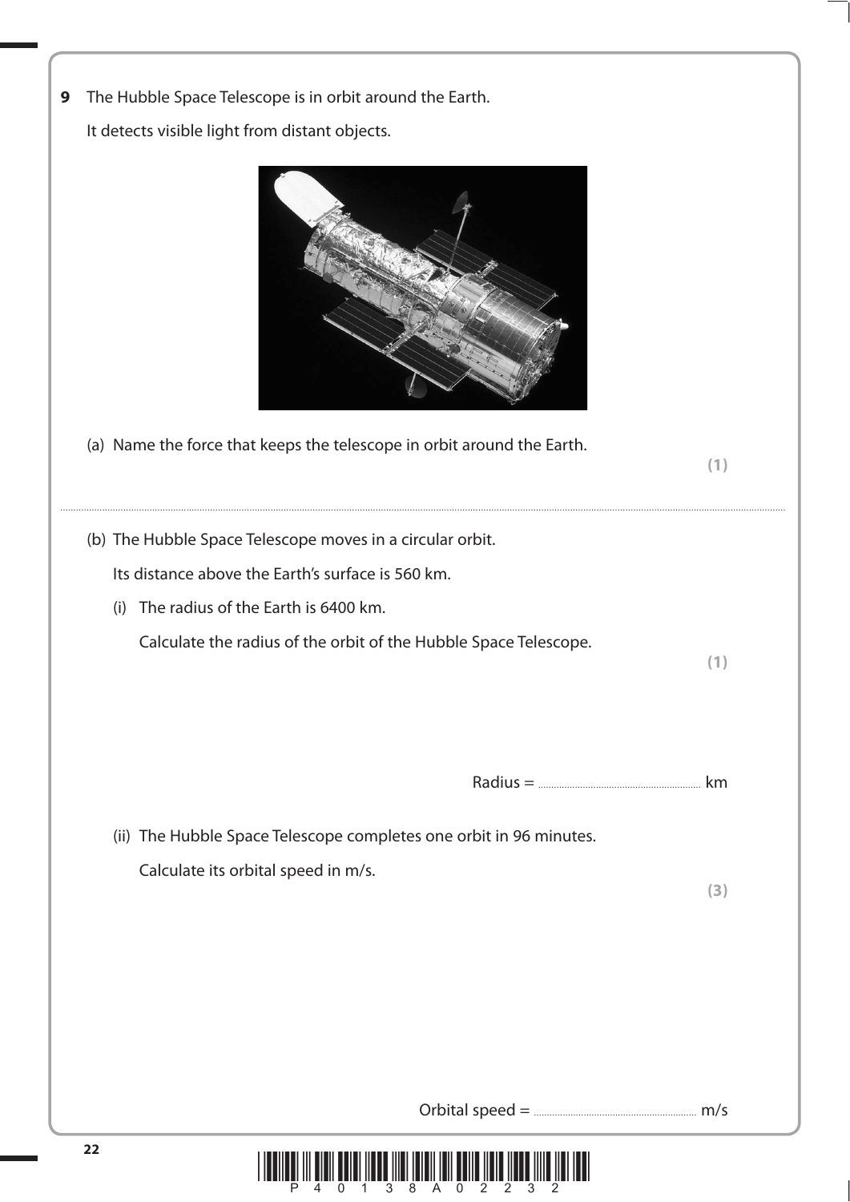**9** The Hubble Space Telescope is in orbit around the Earth.

It detects visible light from distant objects.

(a) Name the force that keeps the telescope in orbit around the Earth. **(1)**

..............................................................................................................................................

(b) The Hubble Space Telescope moves in a circular orbit.

Its distance above the Earth's surface is 560 km.

(i) The radius of the Earth is 6400 km.

Calculate the radius of the orbit of the Hubble Space Telescope. **(1)**

Radius = .............................................. km

(ii) The Hubble Space Telescope completes one orbit in 96 minutes.

Calculate its orbital speed in m/s. **(3)**

Orbital speed = .............................................. m/s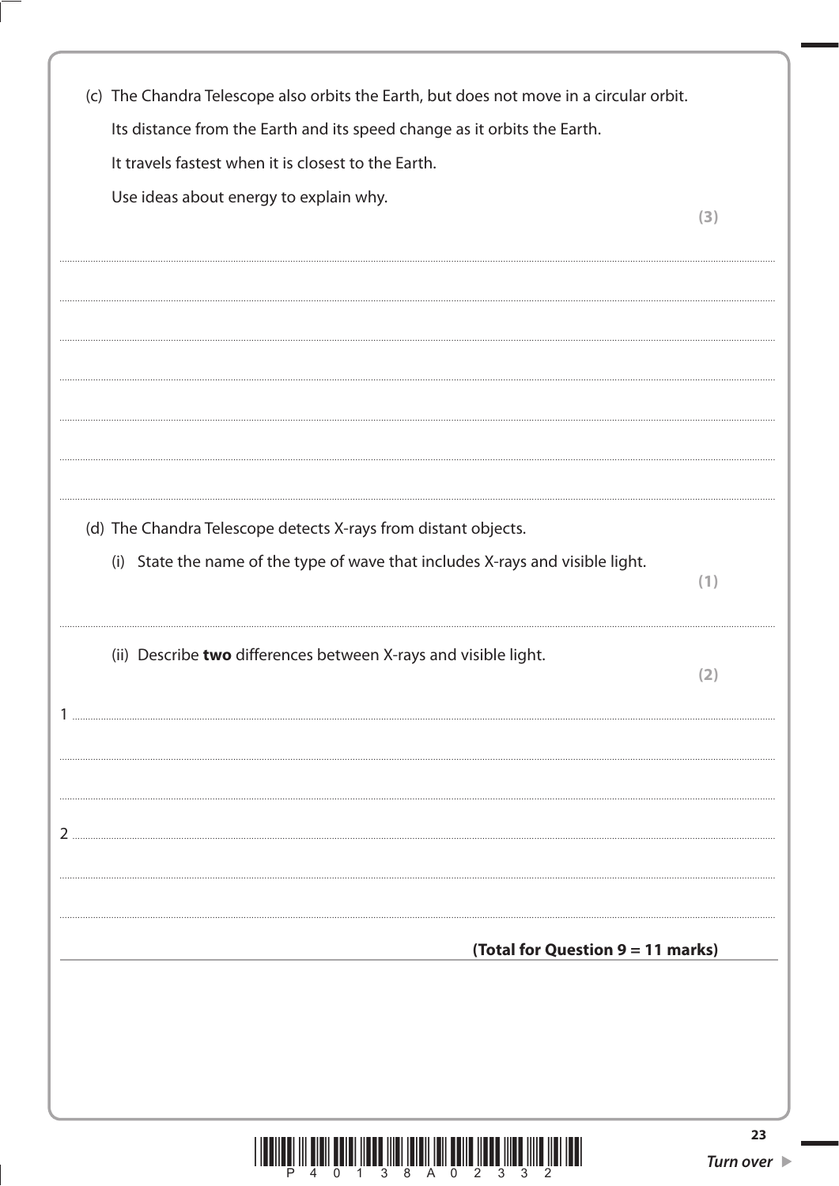(c) The Chandra Telescope also orbits the Earth, but does not move in a circular orbit.

Its distance from the Earth and its speed change as it orbits the Earth.

It travels fastest when it is closest to the Earth.

Use ideas about energy to explain why.

**(3)**

(d) The Chandra Telescope detects X-rays from distant objects.

(i) State the name of the type of wave that includes X-rays and visible light.

**(1)**

(ii) Describe **two** differences between X-rays and visible light.

**(2)**

1

2

**(Total for Question 9 = 11 marks)**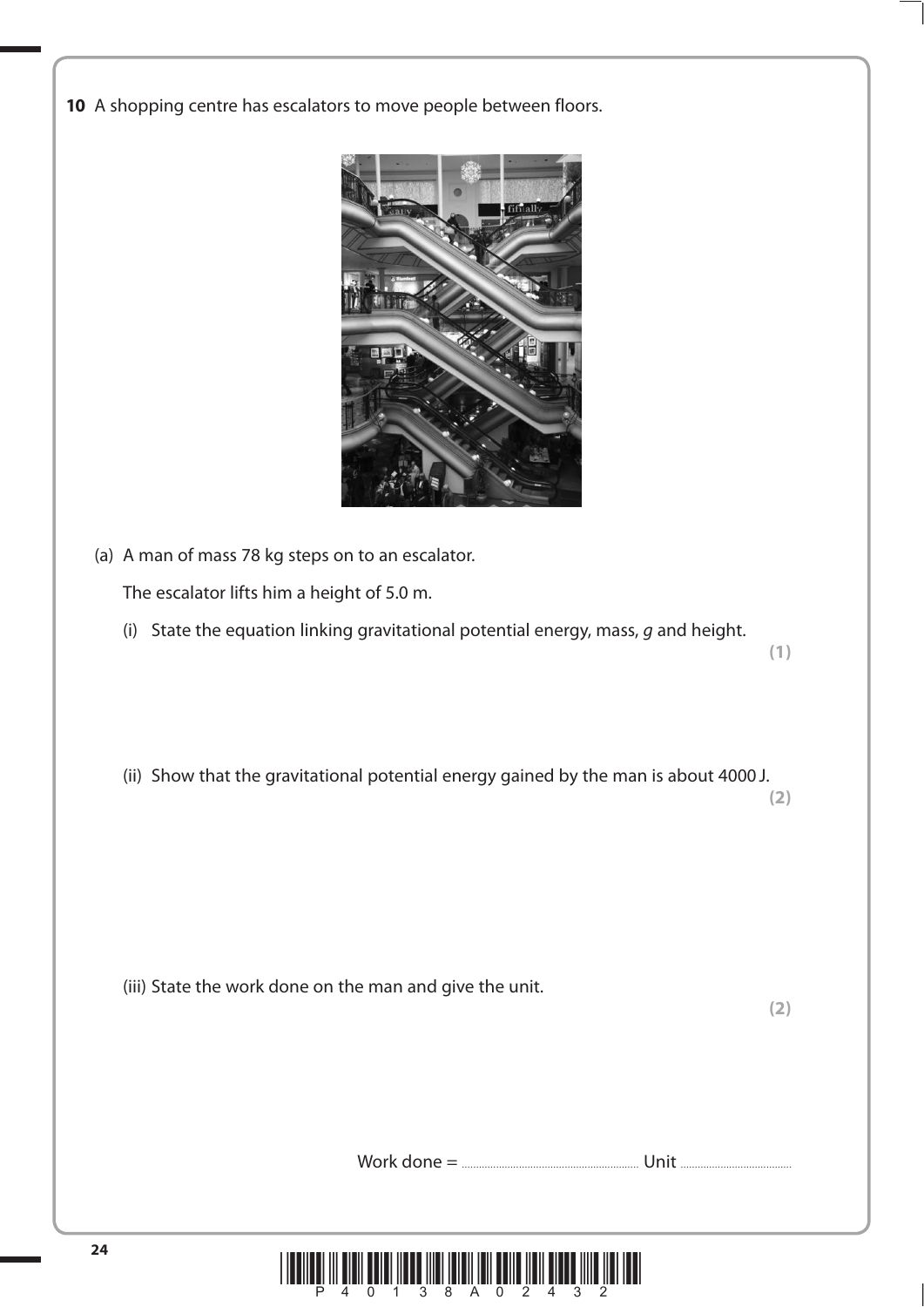**10** A shopping centre has escalators to move people between floors.

(a) A man of mass 78 kg steps on to an escalator.

The escalator lifts him a height of 5.0 m.

(i) State the equation linking gravitational potential energy, mass, *g* and height. **(1)**

(ii) Show that the gravitational potential energy gained by the man is about 4000 J. **(2)**

(iii) State the work done on the man and give the unit. **(2)**

Work done = .............................................. Unit ..............................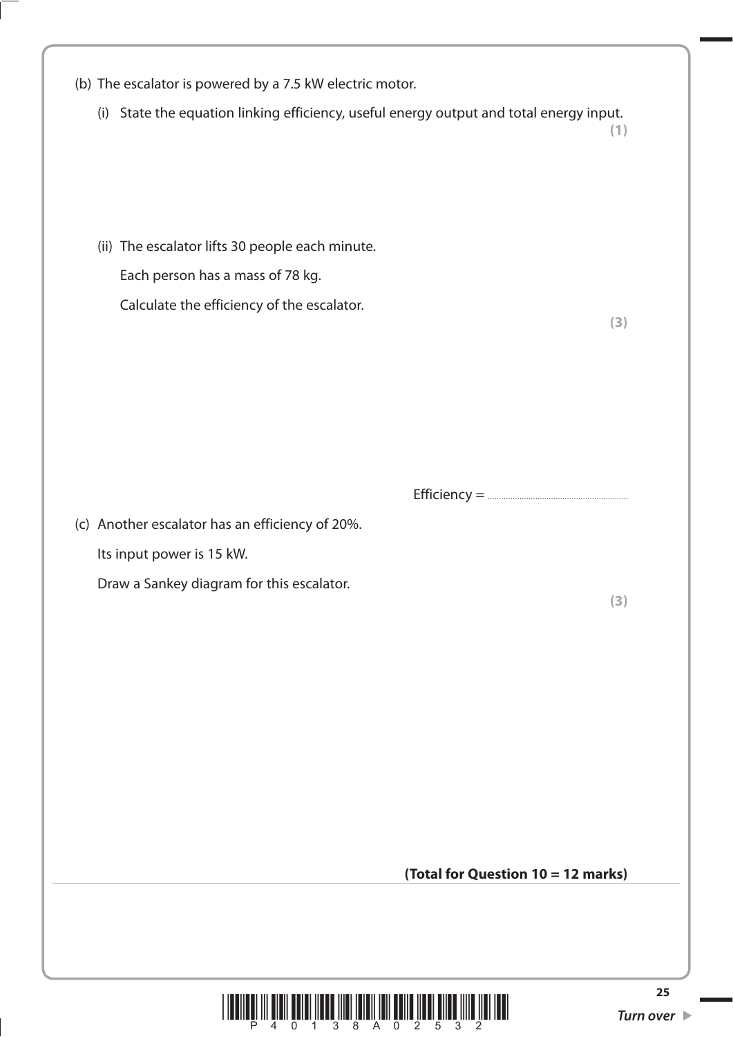(b) The escalator is powered by a 7.5 kW electric motor.

(i) State the equation linking efficiency, useful energy output and total energy input.
**(1)**

(ii) The escalator lifts 30 people each minute.

Each person has a mass of 78 kg.

Calculate the efficiency of the escalator.
**(3)**

Efficiency = ..............................

(c) Another escalator has an efficiency of 20%.

Its input power is 15 kW.

Draw a Sankey diagram for this escalator.
**(3)**

**(Total for Question 10 = 12 marks)**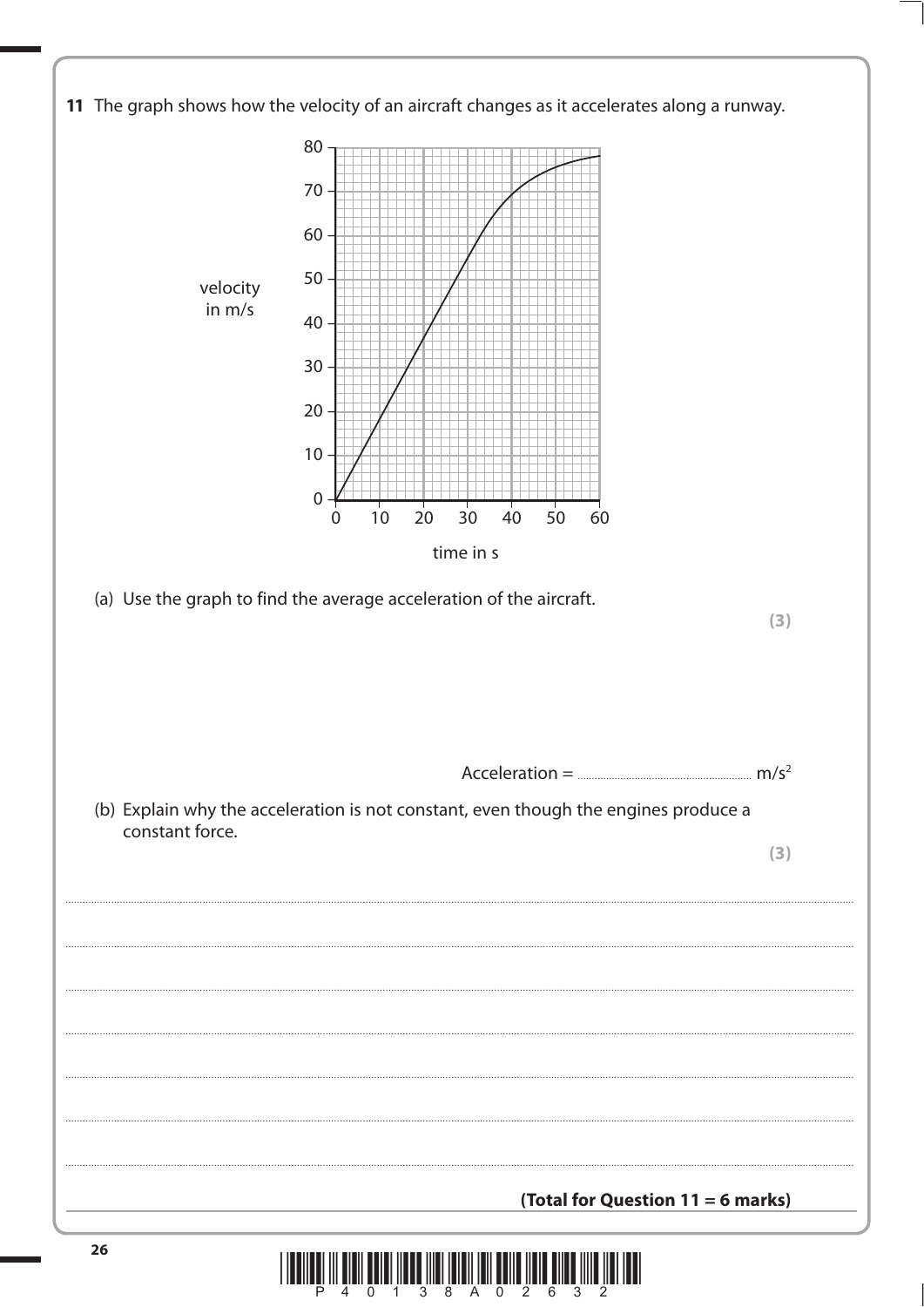**11** The graph shows how the velocity of an aircraft changes as it accelerates along a runway.

(a) Use the graph to find the average acceleration of the aircraft.

**(3)**

Acceleration = .............................................. $m/s^2$

(b) Explain why the acceleration is not constant, even though the engines produce a constant force.

**(3)**

.............................................................................................................................................................................................................

.............................................................................................................................................................................................................

.............................................................................................................................................................................................................

.............................................................................................................................................................................................................

.............................................................................................................................................................................................................

.............................................................................................................................................................................................................

.............................................................................................................................................................................................................

**(Total for Question 11 = 6 marks)**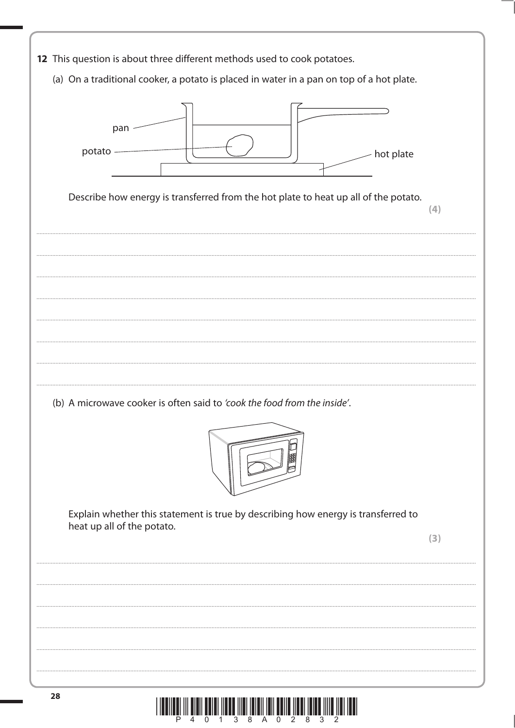**12** This question is about three different methods used to cook potatoes.

(a) On a traditional cooker, a potato is placed in water in a pan on top of a hot plate.

pan

potato

hot plate

Describe how energy is transferred from the hot plate to heat up all of the potato.

**(4)**

...................................................................................................................................................................................

...................................................................................................................................................................................

...................................................................................................................................................................................

...................................................................................................................................................................................

...................................................................................................................................................................................

...................................................................................................................................................................................

...................................................................................................................................................................................

(b) A microwave cooker is often said to *'cook the food from the inside'*.

Explain whether this statement is true by describing how energy is transferred to heat up all of the potato.

**(3)**

...................................................................................................................................................................................

...................................................................................................................................................................................

...................................................................................................................................................................................

...................................................................................................................................................................................

...................................................................................................................................................................................

...................................................................................................................................................................................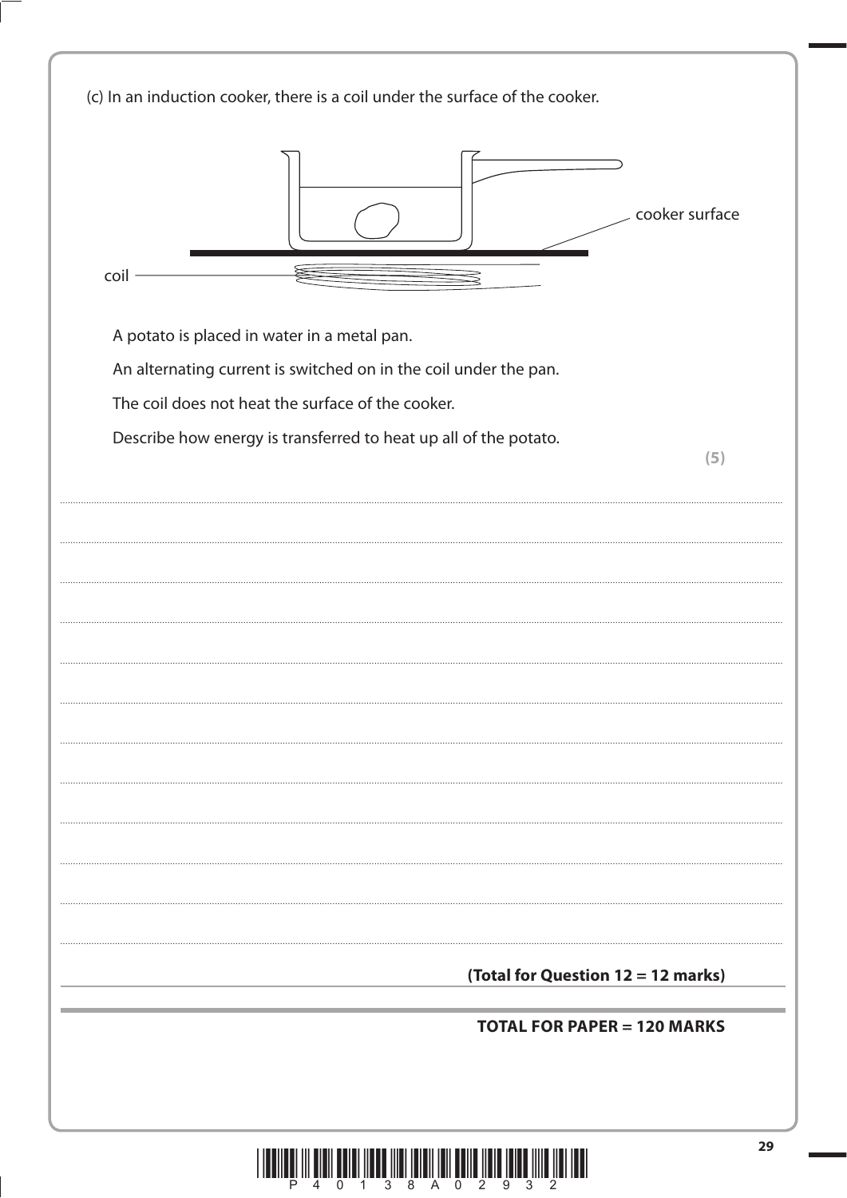(c) In an induction cooker, there is a coil under the surface of the cooker.

cooker surface

coil

A potato is placed in water in a metal pan.

An alternating current is switched on in the coil under the pan.

The coil does not heat the surface of the cooker.

Describe how energy is transferred to heat up all of the potato.

**(5)**

**(Total for Question 12 = 12 marks)**

**TOTAL FOR PAPER = 120 MARKS**